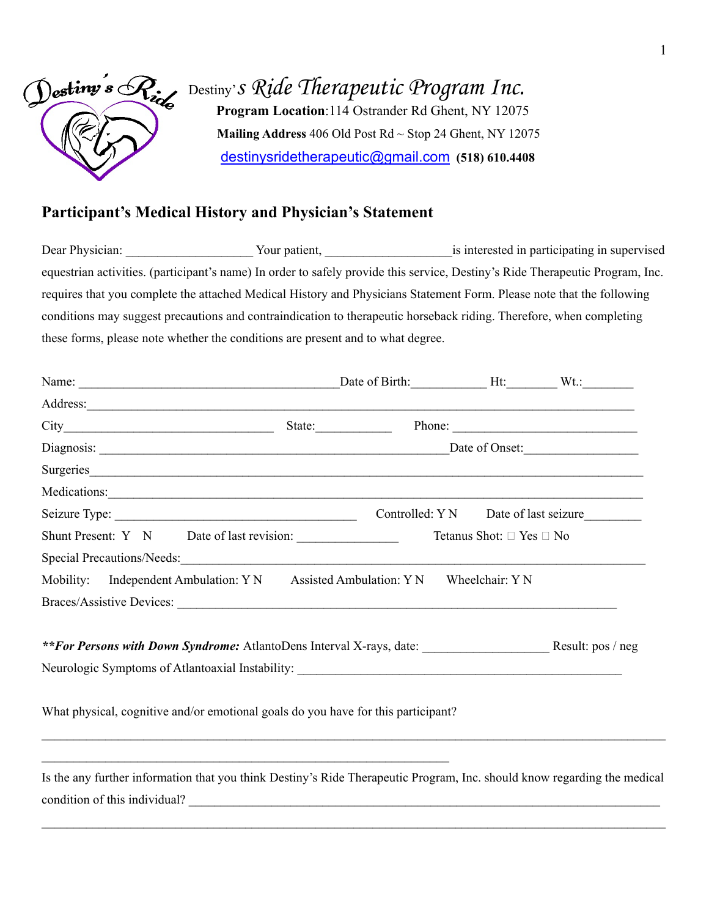# Destiny's Ride Therapeutic Program Inc.

**Program Location**:114 Ostrander Rd Ghent, NY 12075

**Mailing Address** 406 Old Post Rd ~ Stop 24 Ghent, NY 12075

destinysridetherapeutic@gmail.com **(518) 610.4408**

## Participant's Medical History and Physician's Statement

Dear Physician: ___________________ Your patient, ___________________is interested in participating in supervised equestrian activities. (participant's name) In order to safely provide this service, Destiny's Ride Therapeutic Program, Inc. requires that you complete the attached Medical History and Physicians Statement Form. Please note that the following conditions may suggest precautions and contraindication to therapeutic horseback riding. Therefore, when completing these forms, please note whether the conditions are present and to what degree.

Name: ________________________________________Date of Birth:___________ Ht:________ Wt.:________

Address:___________________________________________________________________________________

City_______________________________ State:___________ Phone: ____________________________

Diagnosis: ______________________________________________________Date of Onset:_________________

Surgeries__________________________________________________________________________________

Medications:_______________________________________________________________________________

Seizure Type: _____________________________________ Controlled: Y N Date of last seizure_________

Shunt Present: Y N Date of last revision: _______________ Tetanus Shot: □ Yes □ No

Special Precautions/Needs:____________________________________________________________________

Mobility: Independent Ambulation: Y N Assisted Ambulation: Y N Wheelchair: Y N

Braces/Assistive Devices: _____________________________________________________________________

***\*For Persons with Down Syndrome:*** AtlantoDens Interval X-rays, date: ___________________ Result: pos / neg

Neurologic Symptoms of Atlantoaxial Instability: _________________________________________________

What physical, cognitive and/or emotional goals do you have for this participant?

_____________________________________________________________________________________________

_______________________________________________________________

Is the any further information that you think Destiny's Ride Therapeutic Program, Inc. should know regarding the medical condition of this individual? __________________________________________________________________________

_____________________________________________________________________________________________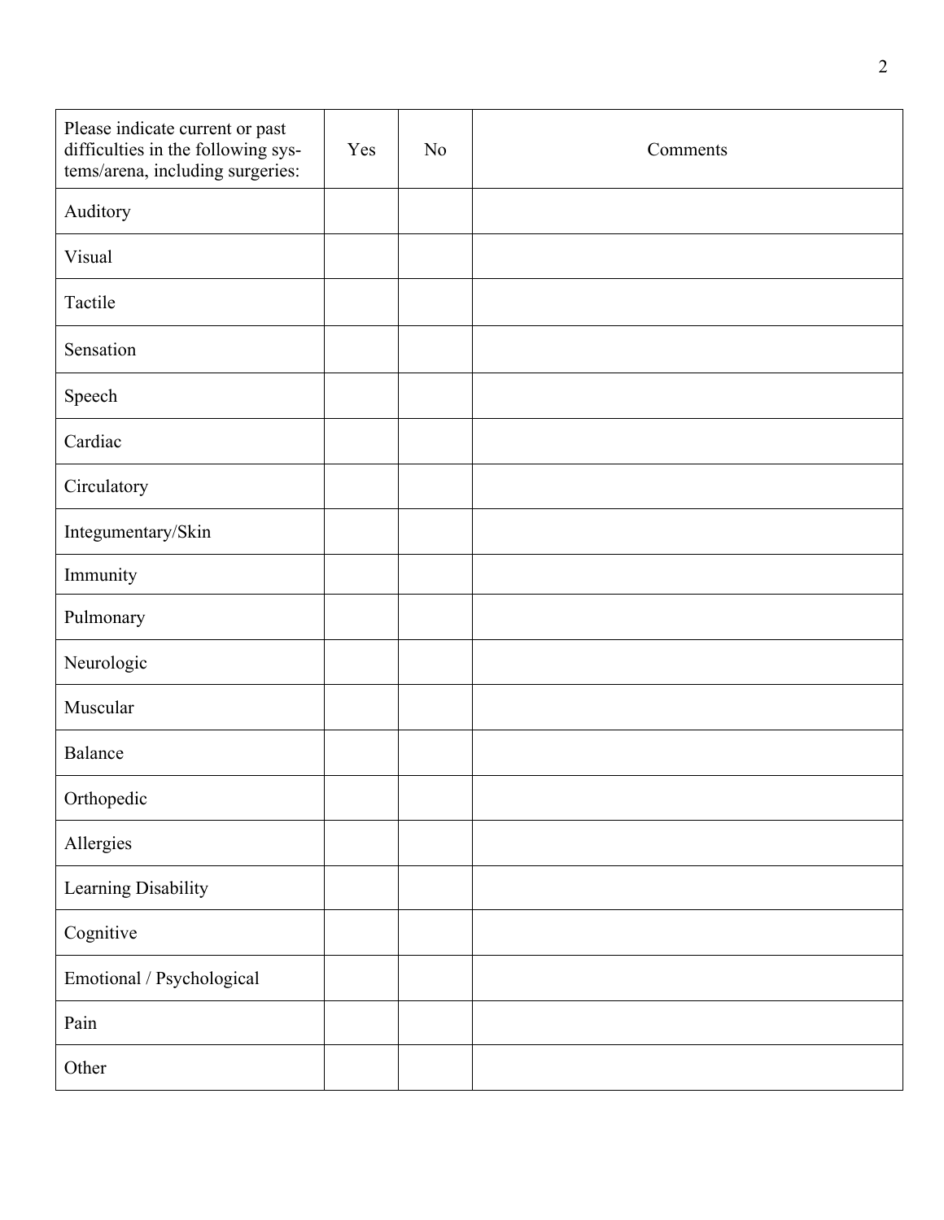| Please indicate current or past difficulties in the following systems/arena, including surgeries: | Yes | No | Comments |
|---|---|---|---|
| Auditory | | | |
| Visual | | | |
| Tactile | | | |
| Sensation | | | |
| Speech | | | |
| Cardiac | | | |
| Circulatory | | | |
| Integumentary/Skin | | | |
| Immunity | | | |
| Pulmonary | | | |
| Neurologic | | | |
| Muscular | | | |
| Balance | | | |
| Orthopedic | | | |
| Allergies | | | |
| Learning Disability | | | |
| Cognitive | | | |
| Emotional / Psychological | | | |
| Pain | | | |
| Other | | | |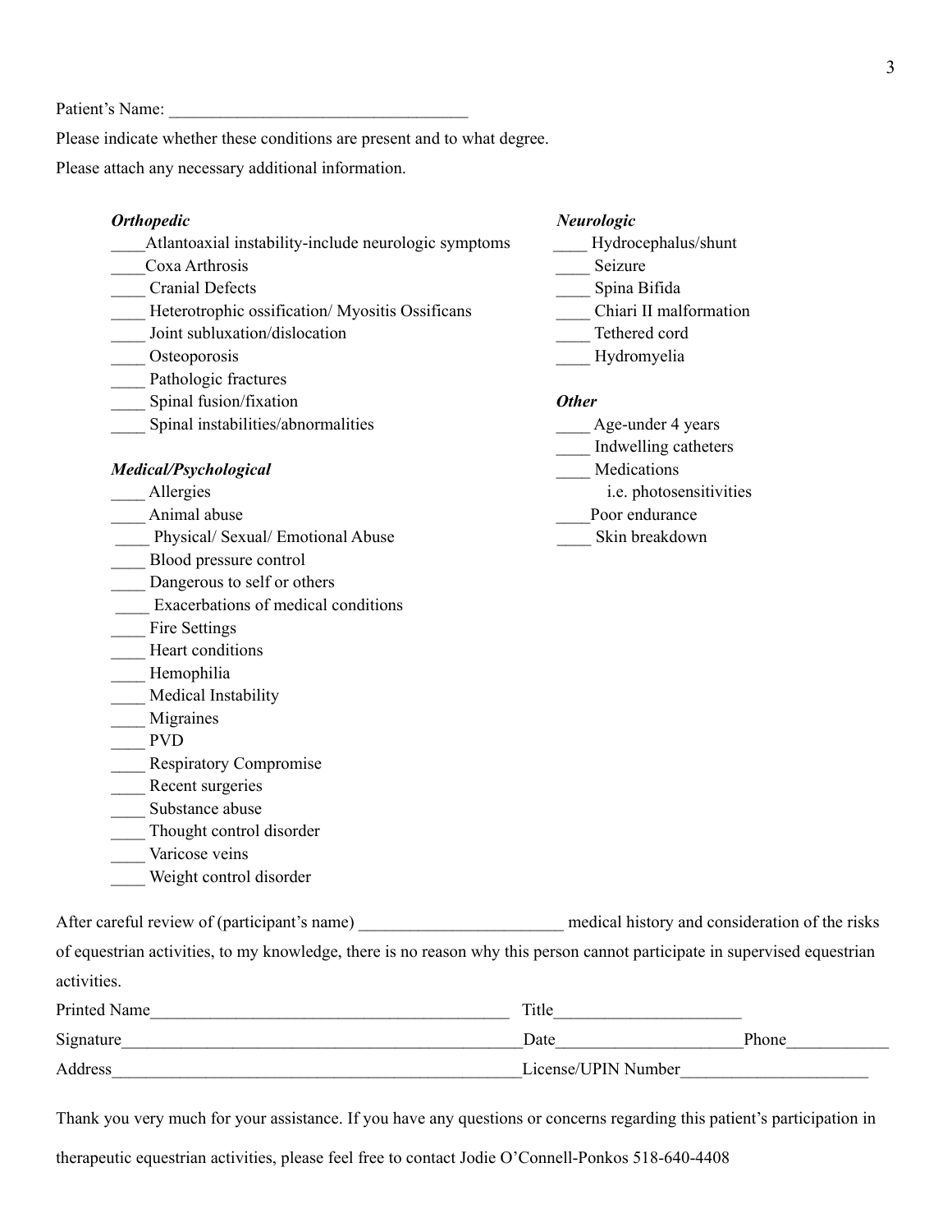Patient's Name: ___________________________________

Please indicate whether these conditions are present and to what degree.

Please attach any necessary additional information.

***Orthopedic***

____Atlantoaxial instability-include neurologic symptoms
____Coxa Arthrosis
____ Cranial Defects
____ Heterotrophic ossification/ Myositis Ossificans
____ Joint subluxation/dislocation
____ Osteoporosis
____ Pathologic fractures
____ Spinal fusion/fixation
____ Spinal instabilities/abnormalities

***Medical/Psychological***

____ Allergies
____ Animal abuse
____ Physical/ Sexual/ Emotional Abuse
____ Blood pressure control
____ Dangerous to self or others
____ Exacerbations of medical conditions
____ Fire Settings
____ Heart conditions
____ Hemophilia
____ Medical Instability
____ Migraines
____ PVD
____ Respiratory Compromise
____ Recent surgeries
____ Substance abuse
____ Thought control disorder
____ Varicose veins
____ Weight control disorder

***Neurologic***

____ Hydrocephalus/shunt
____ Seizure
____ Spina Bifida
____ Chiari II malformation
____ Tethered cord
____ Hydromyelia

***Other***

____ Age-under 4 years
____ Indwelling catheters
____ Medications
i.e. photosensitivities
____Poor endurance
____ Skin breakdown

After careful review of (participant's name) ________________________ medical history and consideration of the risks of equestrian activities, to my knowledge, there is no reason why this person cannot participate in supervised equestrian activities.

Printed Name__________________________________________ Title_____________________

Signature______________________________________________Date_____________________Phone___________

Address_________________________________________________License/UPIN Number______________________

Thank you very much for your assistance. If you have any questions or concerns regarding this patient's participation in therapeutic equestrian activities, please feel free to contact Jodie O'Connell-Ponkos 518-640-4408